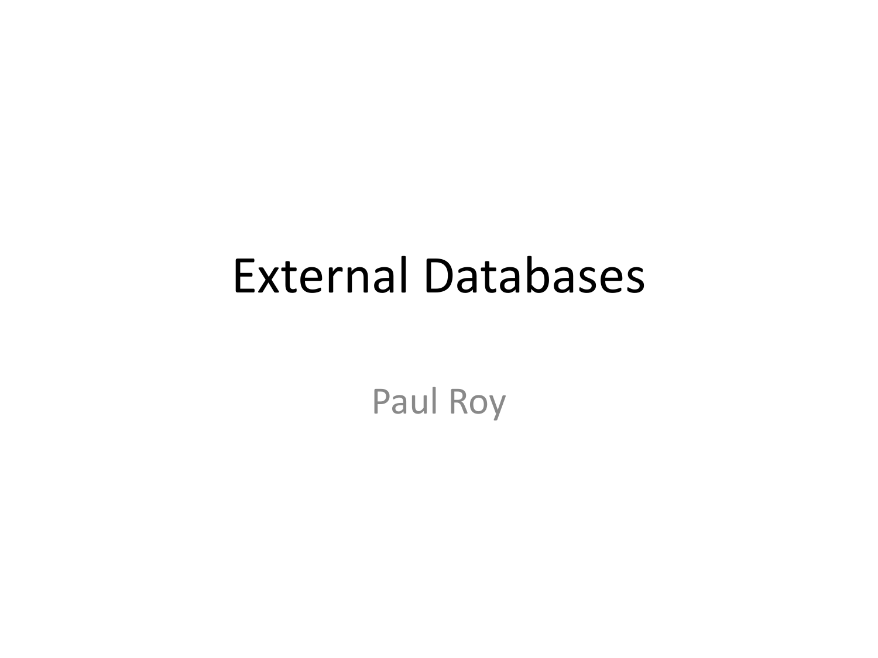# External Databases

Paul Roy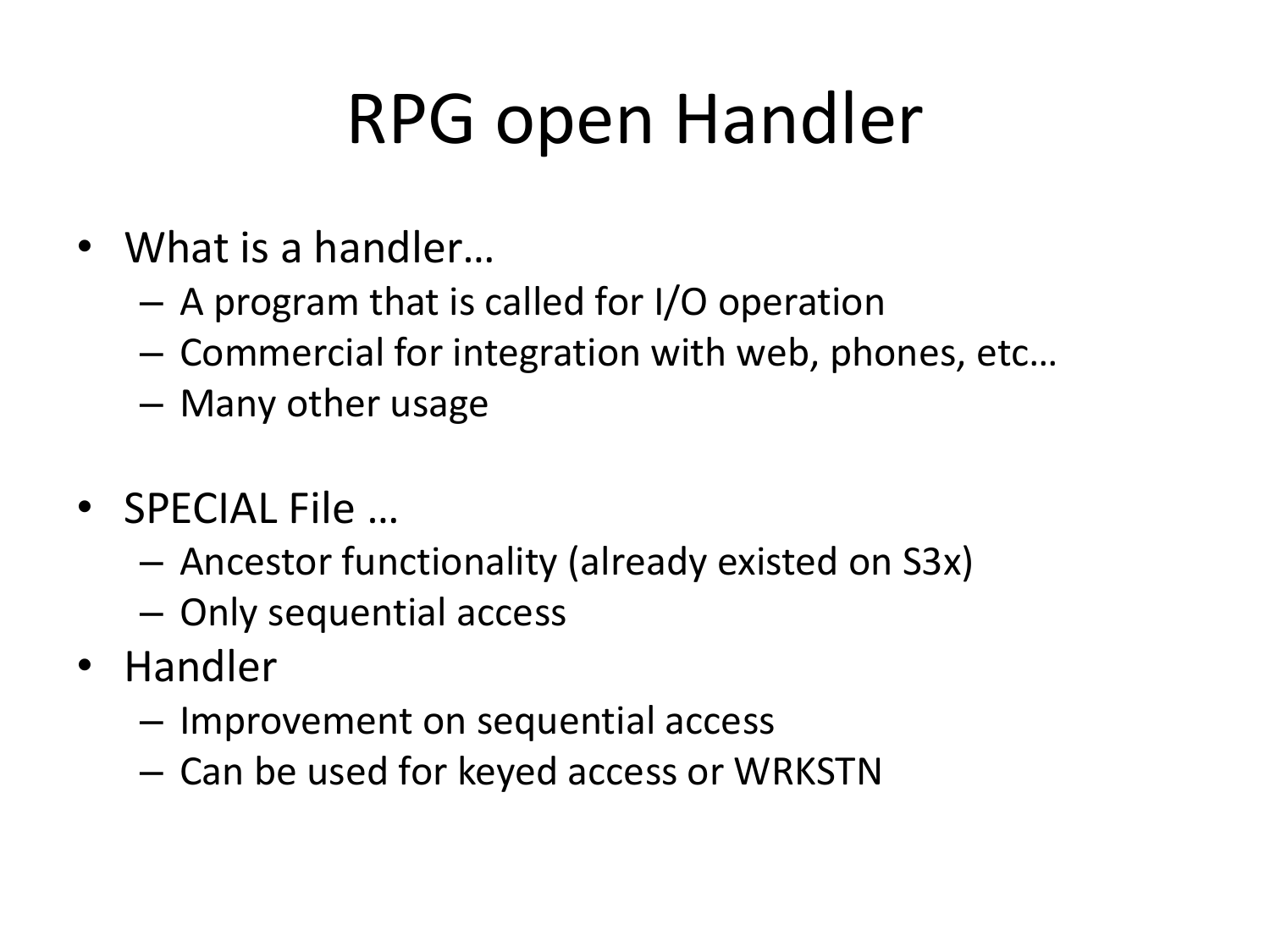# RPG open Handler

- What is a handler…
  - A program that is called for I/O operation
  - Commercial for integration with web, phones, etc…
  - Many other usage

- SPECIAL File …
  - Ancestor functionality (already existed on S3x)
  - Only sequential access
- Handler
  - Improvement on sequential access
  - Can be used for keyed access or WRKSTN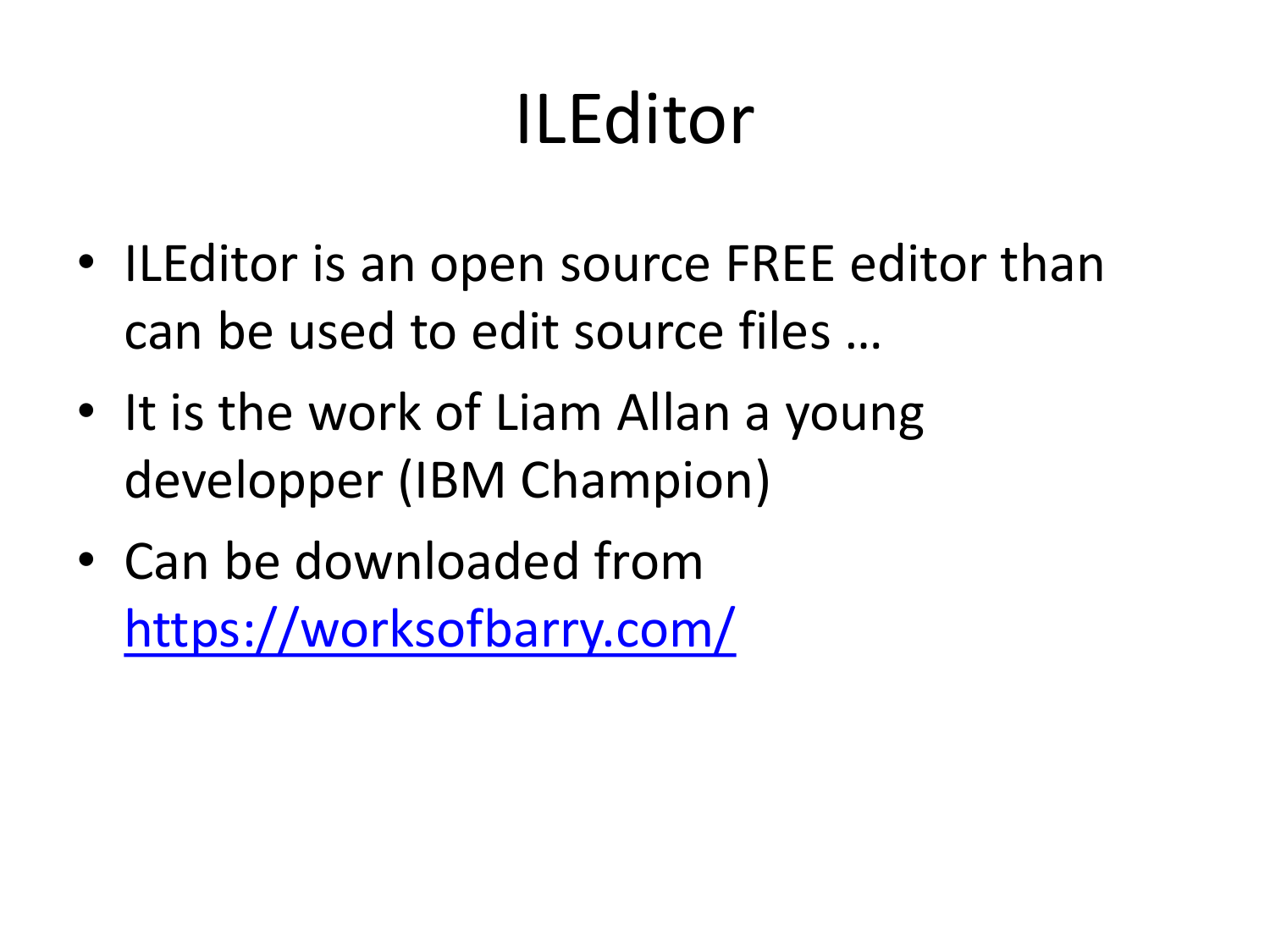# ILEditor

- ILEditor is an open source FREE editor than can be used to edit source files …
- It is the work of Liam Allan a young developper (IBM Champion)
- Can be downloaded from [https://worksofbarry.com/](https://worksofbarry.com/)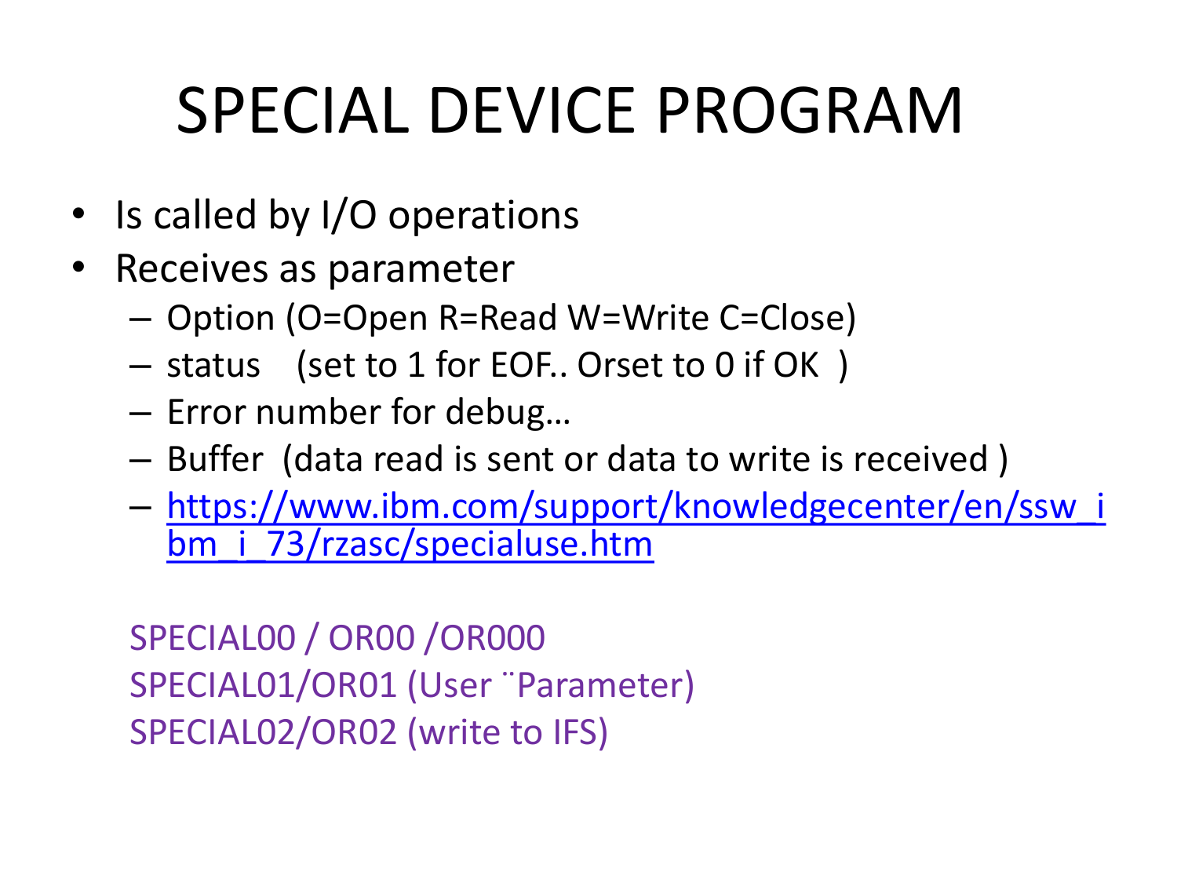# SPECIAL DEVICE PROGRAM

- Is called by I/O operations
- Receives as parameter
  - Option (O=Open R=Read W=Write C=Close)
  - status (set to 1 for EOF.. Orset to 0 if OK )
  - Error number for debug…
  - Buffer (data read is sent or data to write is received )
  - https://www.ibm.com/support/knowledgecenter/en/ssw_ibm_i_73/rzasc/specialuse.htm

SPECIAL00 / OR00 /OR000
SPECIAL01/OR01 (User ¨Parameter)
SPECIAL02/OR02 (write to IFS)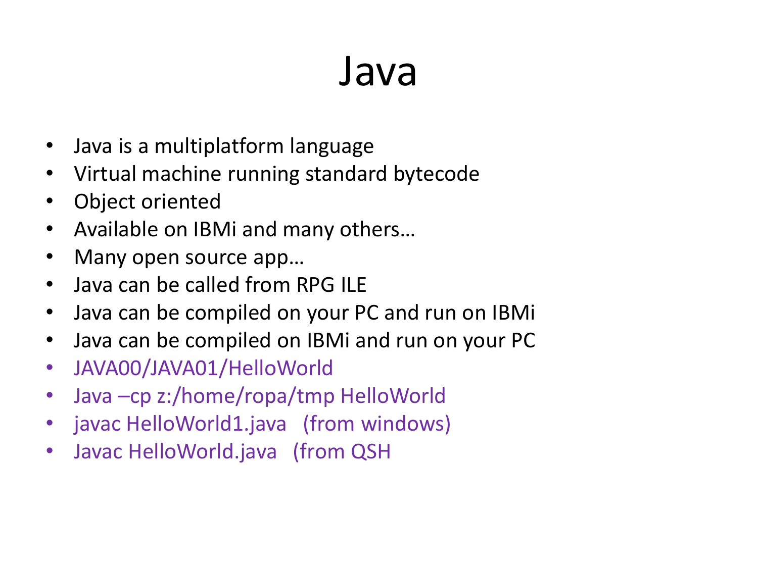# Java

- Java is a multiplatform language
- Virtual machine running standard bytecode
- Object oriented
- Available on IBMi and many others…
- Many open source app…
- Java can be called from RPG ILE
- Java can be compiled on your PC and run on IBMi
- Java can be compiled on IBMi and run on your PC
- JAVA00/JAVA01/HelloWorld
- Java –cp z:/home/ropa/tmp HelloWorld
- javac HelloWorld1.java   (from windows)
- Javac HelloWorld.java   (from QSH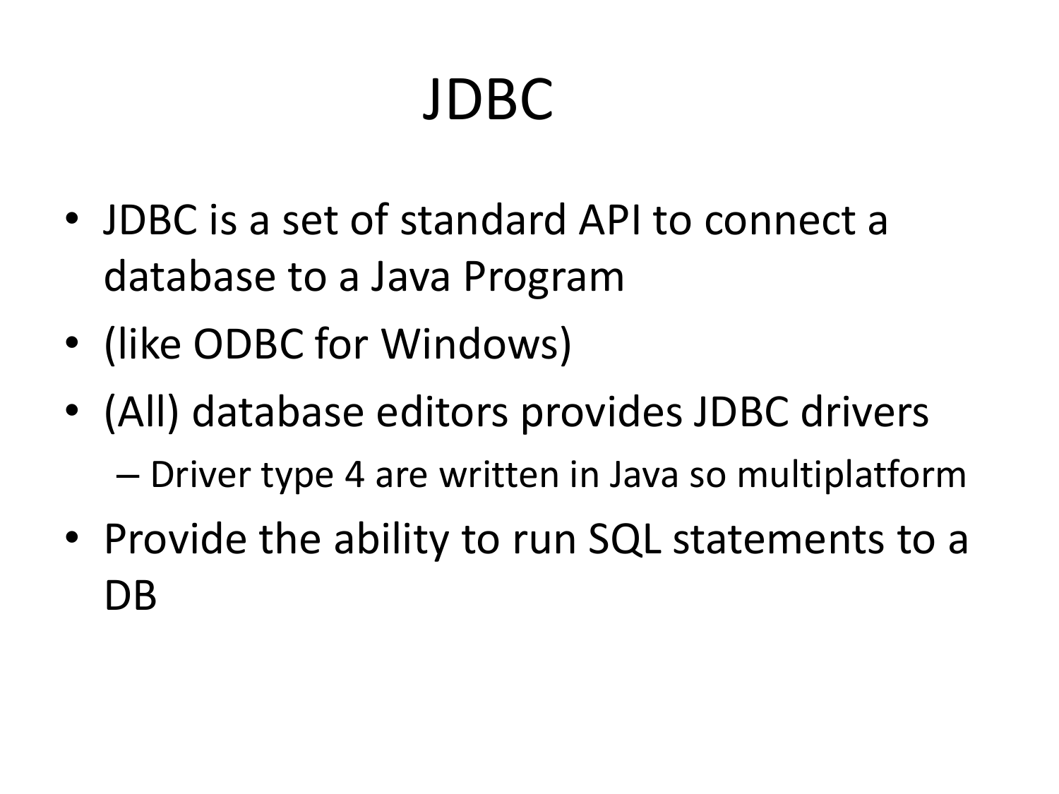# JDBC

- JDBC is a set of standard API to connect a database to a Java Program
- (like ODBC for Windows)
- (All) database editors provides JDBC drivers
  - Driver type 4 are written in Java so multiplatform
- Provide the ability to run SQL statements to a DB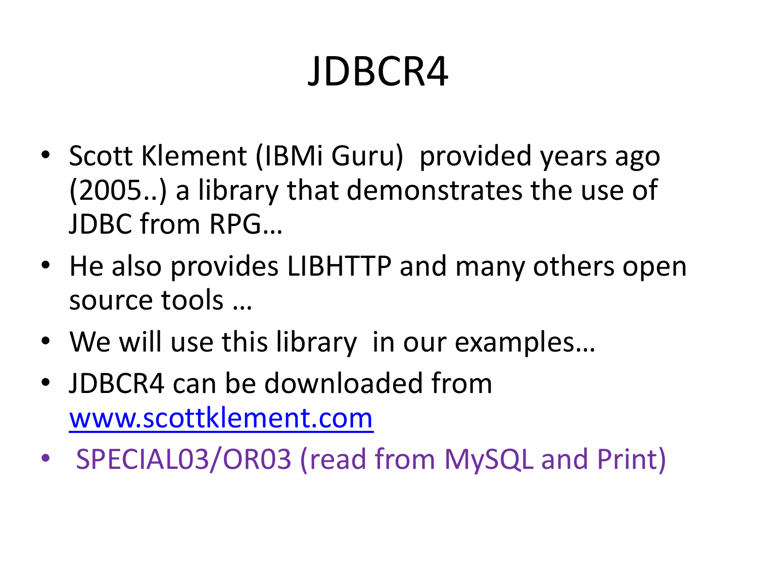# JDBCR4

- Scott Klement (IBMi Guru)  provided years ago (2005..) a library that demonstrates the use of JDBC from RPG…
- He also provides LIBHTTP and many others open source tools …
- We will use this library  in our examples…
- JDBCR4 can be downloaded from [www.scottklement.com](http://www.scottklement.com)
- SPECIAL03/OR03 (read from MySQL and Print)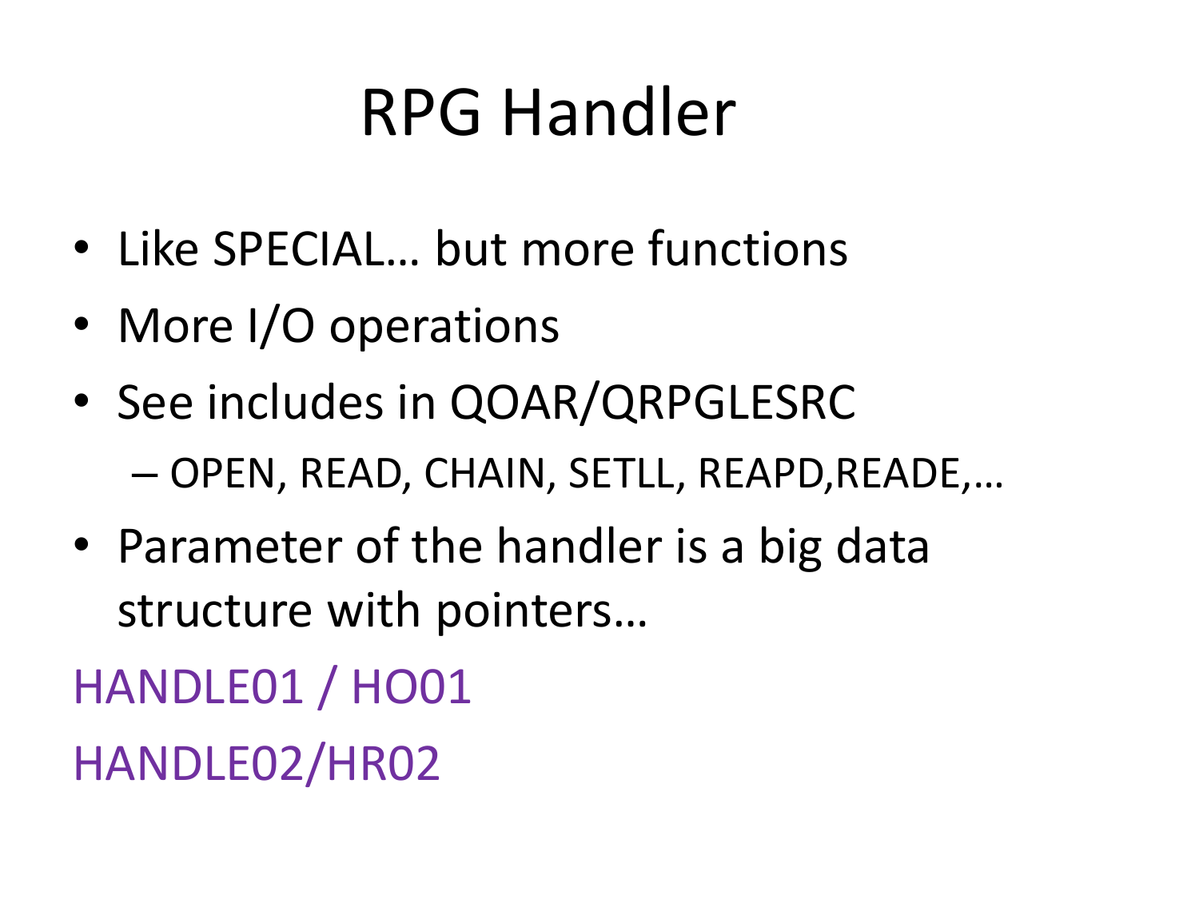# RPG Handler

- Like SPECIAL… but more functions
- More I/O operations
- See includes in QOAR/QRPGLESRC
  - OPEN, READ, CHAIN, SETLL, REAPD,READE,…
- Parameter of the handler is a big data structure with pointers…

HANDLE01 / HO01

HANDLE02/HR02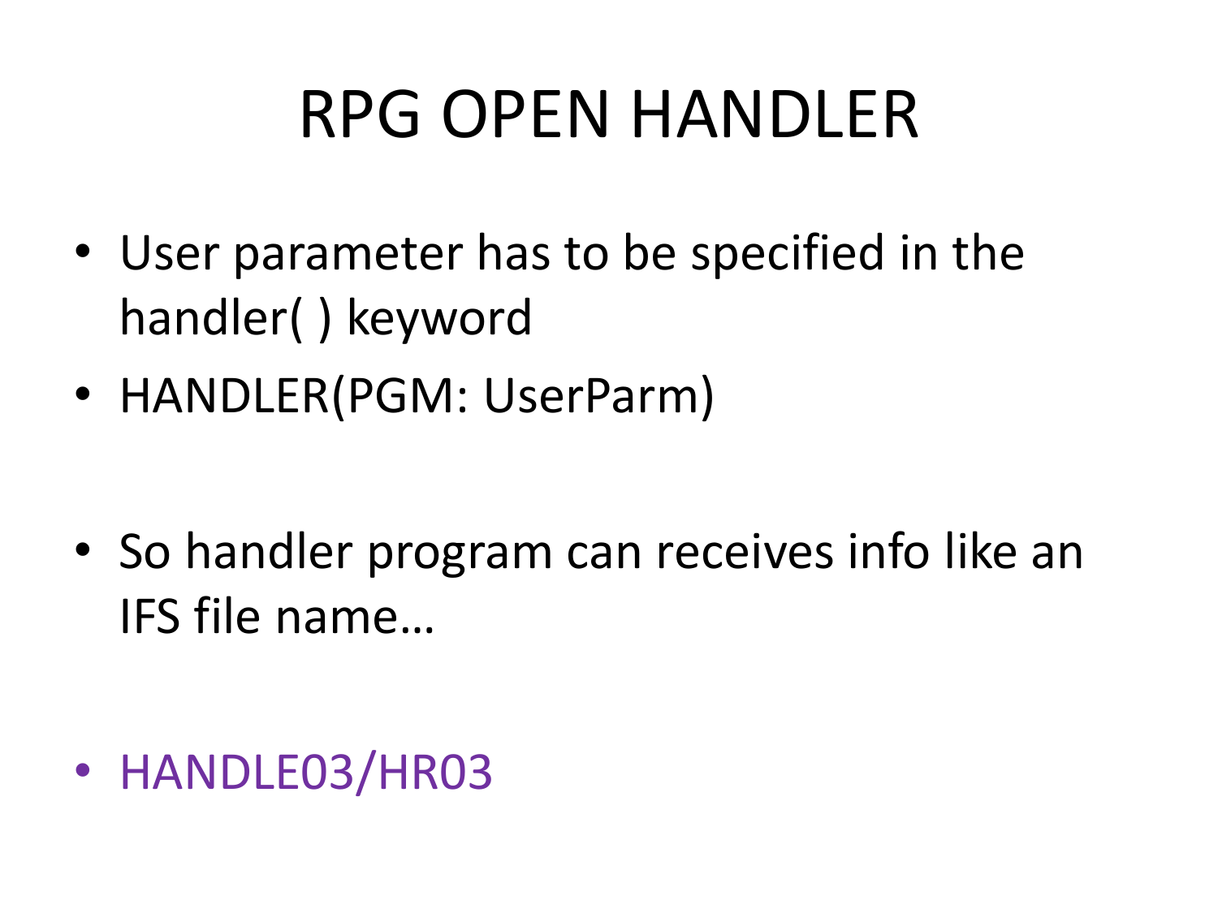# RPG OPEN HANDLER

- User parameter has to be specified in the handler( ) keyword
- HANDLER(PGM: UserParm)

- So handler program can receives info like an IFS file name…

- HANDLE03/HR03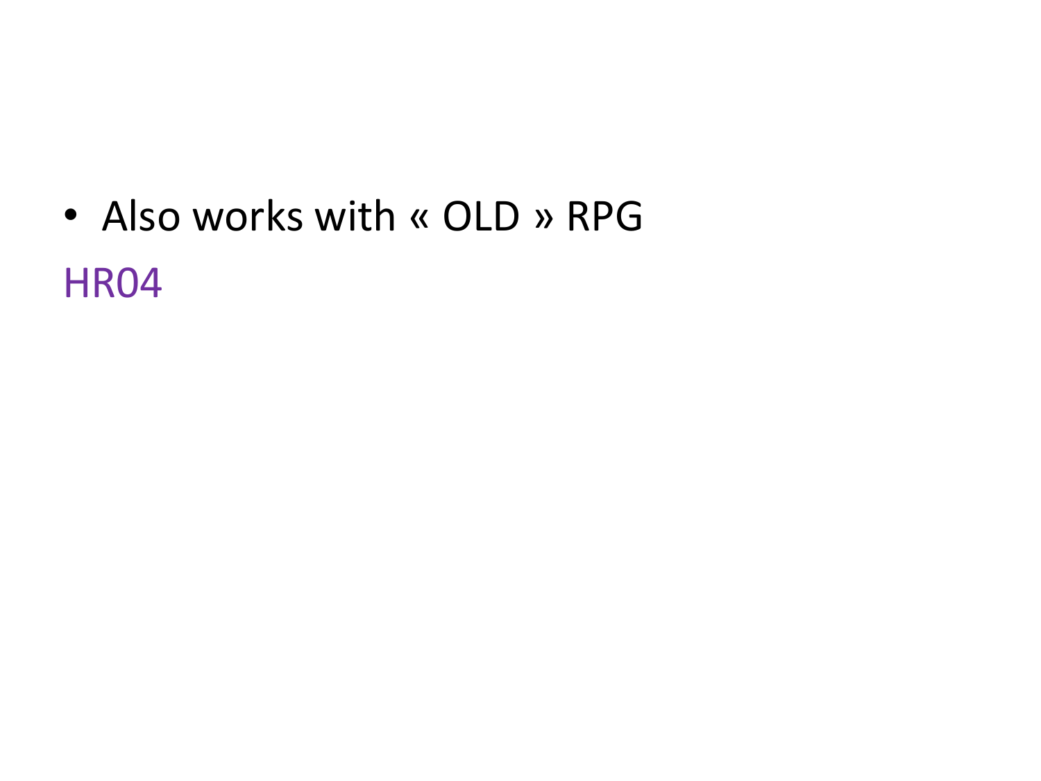- Also works with « OLD » RPG

HR04